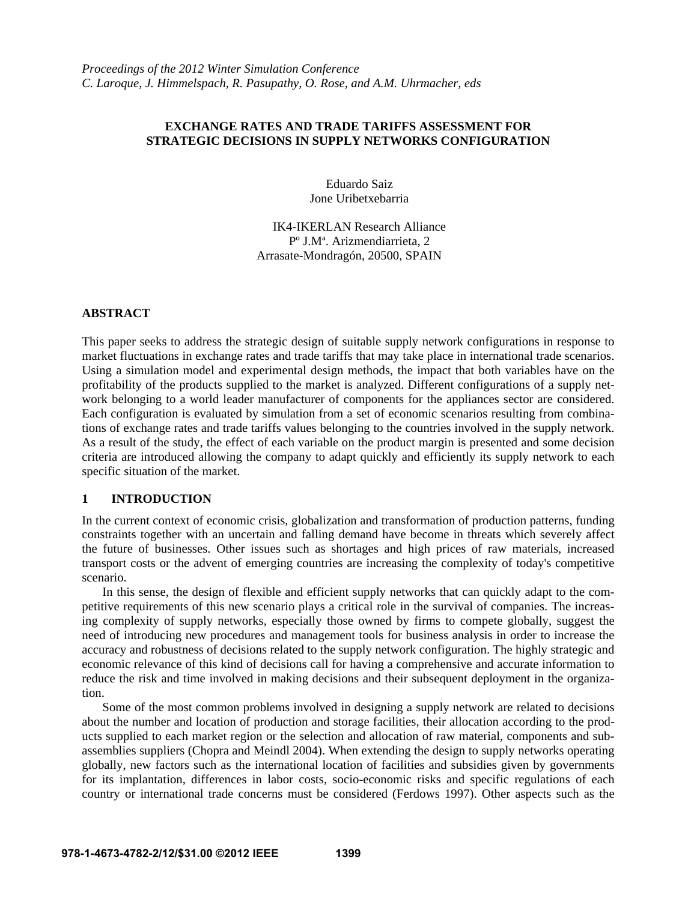*Proceedings of the 2012 Winter Simulation Conference*
*C. Laroque, J. Himmelspach, R. Pasupathy, O. Rose, and A.M. Uhrmacher, eds*

# EXCHANGE RATES AND TRADE TARIFFS ASSESSMENT FOR STRATEGIC DECISIONS IN SUPPLY NETWORKS CONFIGURATION

Eduardo Saiz
Jone Uribetxebarria

IK4-IKERLAN Research Alliance
Pº J.Mª. Arizmendiarrieta, 2
Arrasate-Mondragón, 20500, SPAIN

## ABSTRACT

This paper seeks to address the strategic design of suitable supply network configurations in response to market fluctuations in exchange rates and trade tariffs that may take place in international trade scenarios. Using a simulation model and experimental design methods, the impact that both variables have on the profitability of the products supplied to the market is analyzed. Different configurations of a supply network belonging to a world leader manufacturer of components for the appliances sector are considered. Each configuration is evaluated by simulation from a set of economic scenarios resulting from combinations of exchange rates and trade tariffs values belonging to the countries involved in the supply network. As a result of the study, the effect of each variable on the product margin is presented and some decision criteria are introduced allowing the company to adapt quickly and efficiently its supply network to each specific situation of the market.

## 1 INTRODUCTION

In the current context of economic crisis, globalization and transformation of production patterns, funding constraints together with an uncertain and falling demand have become in threats which severely affect the future of businesses. Other issues such as shortages and high prices of raw materials, increased transport costs or the advent of emerging countries are increasing the complexity of today's competitive scenario.

In this sense, the design of flexible and efficient supply networks that can quickly adapt to the competitive requirements of this new scenario plays a critical role in the survival of companies. The increasing complexity of supply networks, especially those owned by firms to compete globally, suggest the need of introducing new procedures and management tools for business analysis in order to increase the accuracy and robustness of decisions related to the supply network configuration. The highly strategic and economic relevance of this kind of decisions call for having a comprehensive and accurate information to reduce the risk and time involved in making decisions and their subsequent deployment in the organization.

Some of the most common problems involved in designing a supply network are related to decisions about the number and location of production and storage facilities, their allocation according to the products supplied to each market region or the selection and allocation of raw material, components and subassemblies suppliers (Chopra and Meindl 2004). When extending the design to supply networks operating globally, new factors such as the international location of facilities and subsidies given by governments for its implantation, differences in labor costs, socio-economic risks and specific regulations of each country or international trade concerns must be considered (Ferdows 1997). Other aspects such as the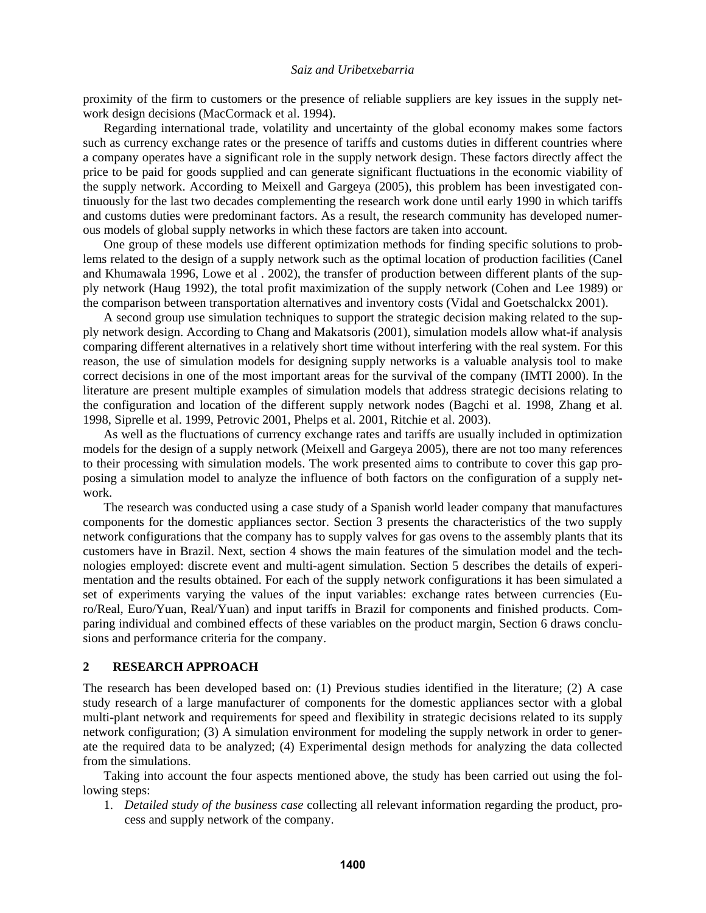proximity of the firm to customers or the presence of reliable suppliers are key issues in the supply network design decisions (MacCormack et al. 1994).

Regarding international trade, volatility and uncertainty of the global economy makes some factors such as currency exchange rates or the presence of tariffs and customs duties in different countries where a company operates have a significant role in the supply network design. These factors directly affect the price to be paid for goods supplied and can generate significant fluctuations in the economic viability of the supply network. According to Meixell and Gargeya (2005), this problem has been investigated continuously for the last two decades complementing the research work done until early 1990 in which tariffs and customs duties were predominant factors. As a result, the research community has developed numerous models of global supply networks in which these factors are taken into account.

One group of these models use different optimization methods for finding specific solutions to problems related to the design of a supply network such as the optimal location of production facilities (Canel and Khumawala 1996, Lowe et al . 2002), the transfer of production between different plants of the supply network (Haug 1992), the total profit maximization of the supply network (Cohen and Lee 1989) or the comparison between transportation alternatives and inventory costs (Vidal and Goetschalckx 2001).

A second group use simulation techniques to support the strategic decision making related to the supply network design. According to Chang and Makatsoris (2001), simulation models allow what-if analysis comparing different alternatives in a relatively short time without interfering with the real system. For this reason, the use of simulation models for designing supply networks is a valuable analysis tool to make correct decisions in one of the most important areas for the survival of the company (IMTI 2000). In the literature are present multiple examples of simulation models that address strategic decisions relating to the configuration and location of the different supply network nodes (Bagchi et al. 1998, Zhang et al. 1998, Siprelle et al. 1999, Petrovic 2001, Phelps et al. 2001, Ritchie et al. 2003).

As well as the fluctuations of currency exchange rates and tariffs are usually included in optimization models for the design of a supply network (Meixell and Gargeya 2005), there are not too many references to their processing with simulation models. The work presented aims to contribute to cover this gap proposing a simulation model to analyze the influence of both factors on the configuration of a supply network.

The research was conducted using a case study of a Spanish world leader company that manufactures components for the domestic appliances sector. Section 3 presents the characteristics of the two supply network configurations that the company has to supply valves for gas ovens to the assembly plants that its customers have in Brazil. Next, section 4 shows the main features of the simulation model and the technologies employed: discrete event and multi-agent simulation. Section 5 describes the details of experimentation and the results obtained. For each of the supply network configurations it has been simulated a set of experiments varying the values of the input variables: exchange rates between currencies (Euro/Real, Euro/Yuan, Real/Yuan) and input tariffs in Brazil for components and finished products. Comparing individual and combined effects of these variables on the product margin, Section 6 draws conclusions and performance criteria for the company.

## 2 RESEARCH APPROACH

The research has been developed based on: (1) Previous studies identified in the literature; (2) A case study research of a large manufacturer of components for the domestic appliances sector with a global multi-plant network and requirements for speed and flexibility in strategic decisions related to its supply network configuration; (3) A simulation environment for modeling the supply network in order to generate the required data to be analyzed; (4) Experimental design methods for analyzing the data collected from the simulations.

Taking into account the four aspects mentioned above, the study has been carried out using the following steps:

1. *Detailed study of the business case* collecting all relevant information regarding the product, process and supply network of the company.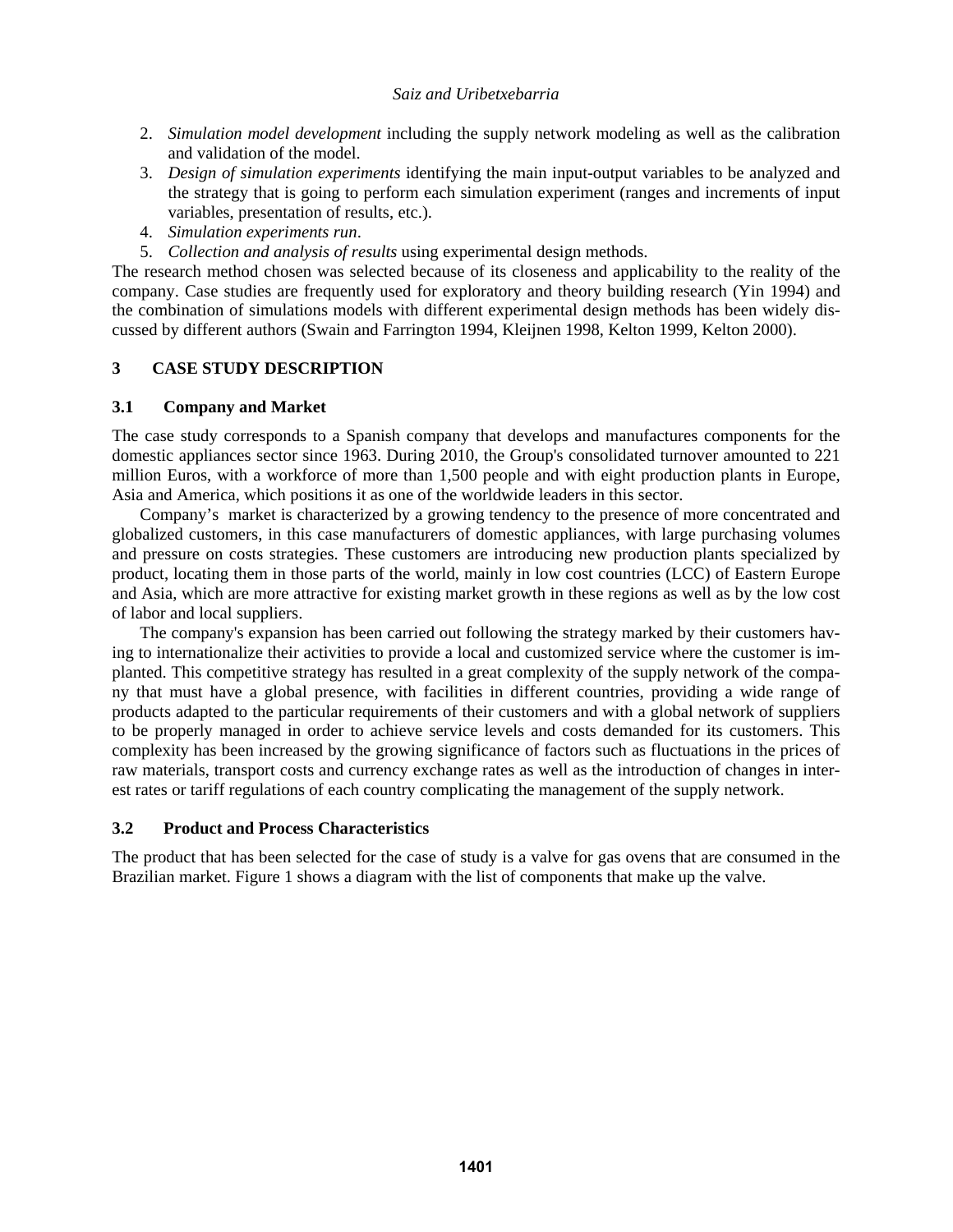2. *Simulation model development* including the supply network modeling as well as the calibration and validation of the model.
3. *Design of simulation experiments* identifying the main input-output variables to be analyzed and the strategy that is going to perform each simulation experiment (ranges and increments of input variables, presentation of results, etc.).
4. *Simulation experiments run*.
5. *Collection and analysis of results* using experimental design methods.

The research method chosen was selected because of its closeness and applicability to the reality of the company. Case studies are frequently used for exploratory and theory building research (Yin 1994) and the combination of simulations models with different experimental design methods has been widely discussed by different authors (Swain and Farrington 1994, Kleijnen 1998, Kelton 1999, Kelton 2000).

# 3 CASE STUDY DESCRIPTION

## 3.1 Company and Market

The case study corresponds to a Spanish company that develops and manufactures components for the domestic appliances sector since 1963. During 2010, the Group's consolidated turnover amounted to 221 million Euros, with a workforce of more than 1,500 people and with eight production plants in Europe, Asia and America, which positions it as one of the worldwide leaders in this sector.

Company's market is characterized by a growing tendency to the presence of more concentrated and globalized customers, in this case manufacturers of domestic appliances, with large purchasing volumes and pressure on costs strategies. These customers are introducing new production plants specialized by product, locating them in those parts of the world, mainly in low cost countries (LCC) of Eastern Europe and Asia, which are more attractive for existing market growth in these regions as well as by the low cost of labor and local suppliers.

The company's expansion has been carried out following the strategy marked by their customers having to internationalize their activities to provide a local and customized service where the customer is implanted. This competitive strategy has resulted in a great complexity of the supply network of the company that must have a global presence, with facilities in different countries, providing a wide range of products adapted to the particular requirements of their customers and with a global network of suppliers to be properly managed in order to achieve service levels and costs demanded for its customers. This complexity has been increased by the growing significance of factors such as fluctuations in the prices of raw materials, transport costs and currency exchange rates as well as the introduction of changes in interest rates or tariff regulations of each country complicating the management of the supply network.

## 3.2 Product and Process Characteristics

The product that has been selected for the case of study is a valve for gas ovens that are consumed in the Brazilian market. Figure 1 shows a diagram with the list of components that make up the valve.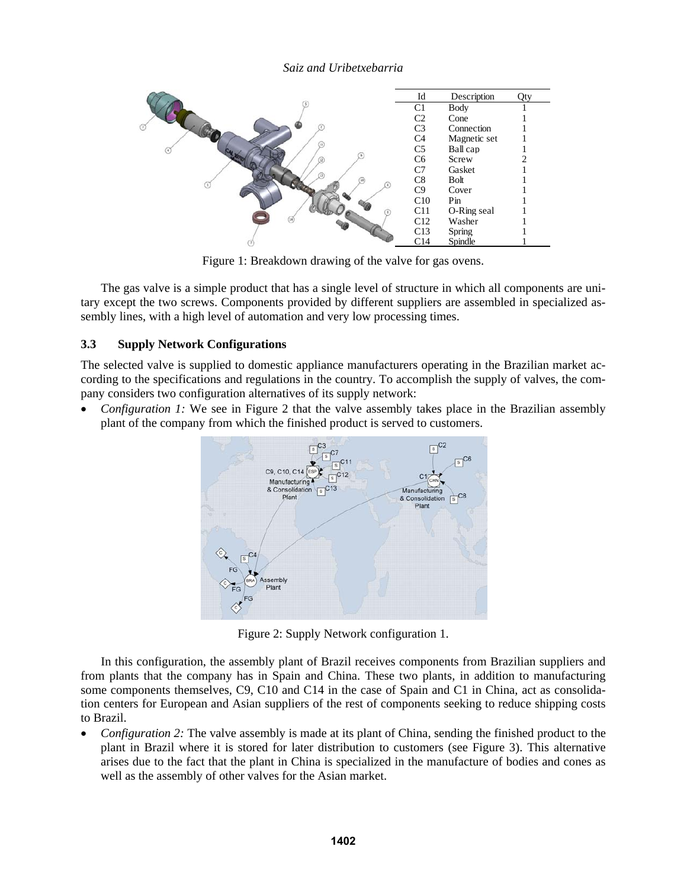| Id | Description | Qty |
|---|---|---|
| C1 | Body | 1 |
| C2 | Cone | 1 |
| C3 | Connection | 1 |
| C4 | Magnetic set | 1 |
| C5 | Ball cap | 1 |
| C6 | Screw | 2 |
| C7 | Gasket | 1 |
| C8 | Bolt | 1 |
| C9 | Cover | 1 |
| C10 | Pin | 1 |
| C11 | O-Ring seal | 1 |
| C12 | Washer | 1 |
| C13 | Spring | 1 |
| C14 | Spindle | 1 |

Figure 1: Breakdown drawing of the valve for gas ovens.

The gas valve is a simple product that has a single level of structure in which all components are unitary except the two screws. Components provided by different suppliers are assembled in specialized assembly lines, with a high level of automation and very low processing times.

### 3.3 Supply Network Configurations

The selected valve is supplied to domestic appliance manufacturers operating in the Brazilian market according to the specifications and regulations in the country. To accomplish the supply of valves, the company considers two configuration alternatives of its supply network:

- *Configuration 1:* We see in Figure 2 that the valve assembly takes place in the Brazilian assembly plant of the company from which the finished product is served to customers.

Figure 2: Supply Network configuration 1.

In this configuration, the assembly plant of Brazil receives components from Brazilian suppliers and from plants that the company has in Spain and China. These two plants, in addition to manufacturing some components themselves, C9, C10 and C14 in the case of Spain and C1 in China, act as consolidation centers for European and Asian suppliers of the rest of components seeking to reduce shipping costs to Brazil.

- *Configuration 2:* The valve assembly is made at its plant of China, sending the finished product to the plant in Brazil where it is stored for later distribution to customers (see Figure 3). This alternative arises due to the fact that the plant in China is specialized in the manufacture of bodies and cones as well as the assembly of other valves for the Asian market.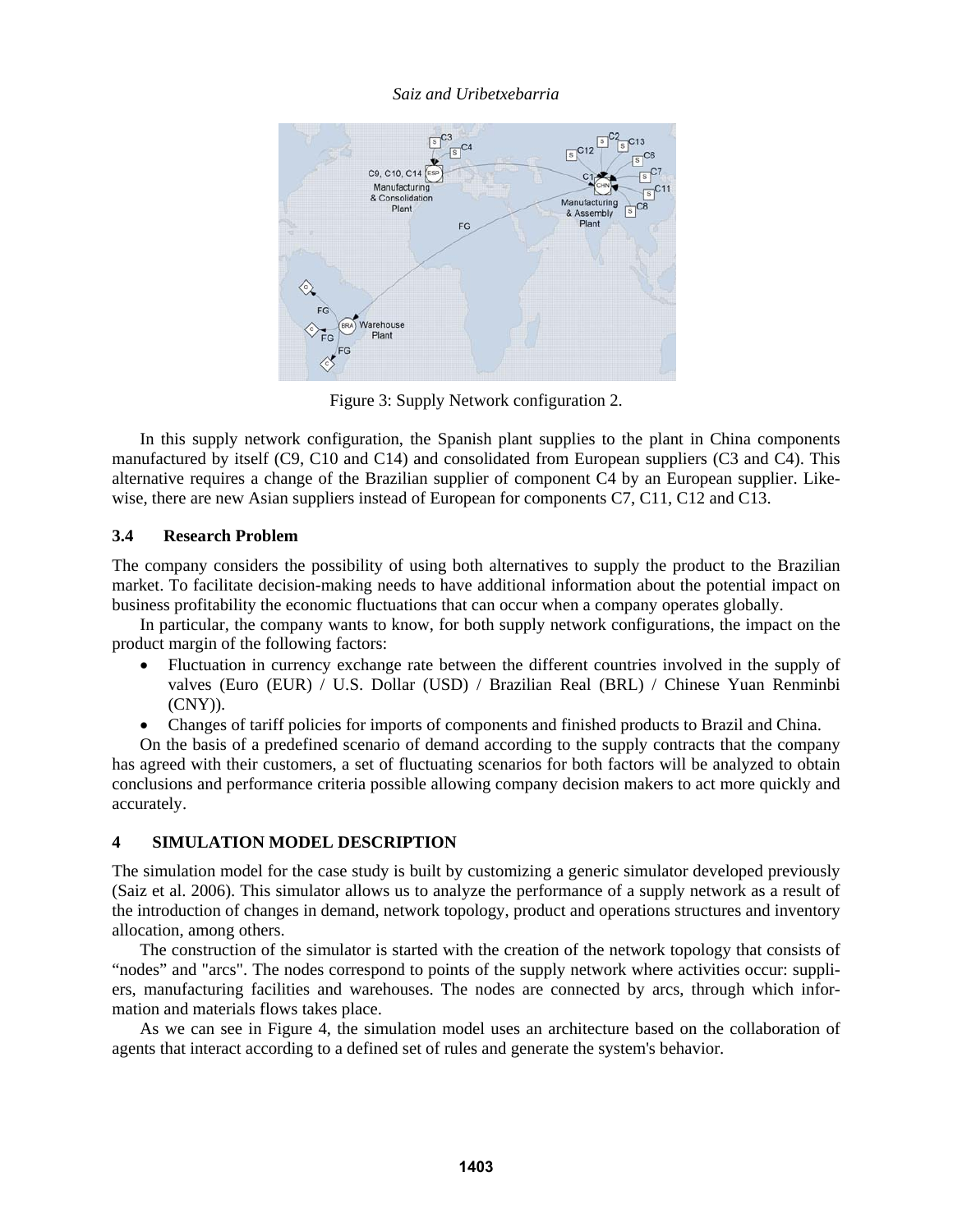Figure 3: Supply Network configuration 2.

In this supply network configuration, the Spanish plant supplies to the plant in China components manufactured by itself (C9, C10 and C14) and consolidated from European suppliers (C3 and C4). This alternative requires a change of the Brazilian supplier of component C4 by an European supplier. Likewise, there are new Asian suppliers instead of European for components C7, C11, C12 and C13.

### 3.4 Research Problem

The company considers the possibility of using both alternatives to supply the product to the Brazilian market. To facilitate decision-making needs to have additional information about the potential impact on business profitability the economic fluctuations that can occur when a company operates globally.

In particular, the company wants to know, for both supply network configurations, the impact on the product margin of the following factors:

- Fluctuation in currency exchange rate between the different countries involved in the supply of valves (Euro (EUR) / U.S. Dollar (USD) / Brazilian Real (BRL) / Chinese Yuan Renminbi (CNY)).
- Changes of tariff policies for imports of components and finished products to Brazil and China.

On the basis of a predefined scenario of demand according to the supply contracts that the company has agreed with their customers, a set of fluctuating scenarios for both factors will be analyzed to obtain conclusions and performance criteria possible allowing company decision makers to act more quickly and accurately.

## 4 SIMULATION MODEL DESCRIPTION

The simulation model for the case study is built by customizing a generic simulator developed previously (Saiz et al. 2006). This simulator allows us to analyze the performance of a supply network as a result of the introduction of changes in demand, network topology, product and operations structures and inventory allocation, among others.

The construction of the simulator is started with the creation of the network topology that consists of "nodes" and "arcs". The nodes correspond to points of the supply network where activities occur: suppliers, manufacturing facilities and warehouses. The nodes are connected by arcs, through which information and materials flows takes place.

As we can see in Figure 4, the simulation model uses an architecture based on the collaboration of agents that interact according to a defined set of rules and generate the system's behavior.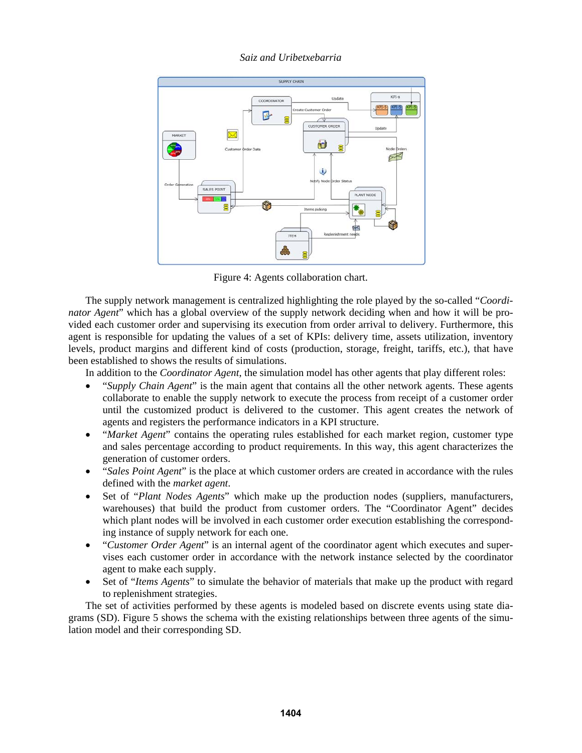Figure 4: Agents collaboration chart.

The supply network management is centralized highlighting the role played by the so-called "*Coordinator Agent*" which has a global overview of the supply network deciding when and how it will be provided each customer order and supervising its execution from order arrival to delivery. Furthermore, this agent is responsible for updating the values of a set of KPIs: delivery time, assets utilization, inventory levels, product margins and different kind of costs (production, storage, freight, tariffs, etc.), that have been established to shows the results of simulations.

In addition to the *Coordinator Agent*, the simulation model has other agents that play different roles:

- "*Supply Chain Agent*" is the main agent that contains all the other network agents. These agents collaborate to enable the supply network to execute the process from receipt of a customer order until the customized product is delivered to the customer. This agent creates the network of agents and registers the performance indicators in a KPI structure.
- "*Market Agent*" contains the operating rules established for each market region, customer type and sales percentage according to product requirements. In this way, this agent characterizes the generation of customer orders.
- "*Sales Point Agent*" is the place at which customer orders are created in accordance with the rules defined with the *market agent*.
- Set of "*Plant Nodes Agents*" which make up the production nodes (suppliers, manufacturers, warehouses) that build the product from customer orders. The "Coordinator Agent" decides which plant nodes will be involved in each customer order execution establishing the corresponding instance of supply network for each one.
- "*Customer Order Agent*" is an internal agent of the coordinator agent which executes and supervises each customer order in accordance with the network instance selected by the coordinator agent to make each supply.
- Set of "*Items Agents*" to simulate the behavior of materials that make up the product with regard to replenishment strategies.

The set of activities performed by these agents is modeled based on discrete events using state diagrams (SD). Figure 5 shows the schema with the existing relationships between three agents of the simulation model and their corresponding SD.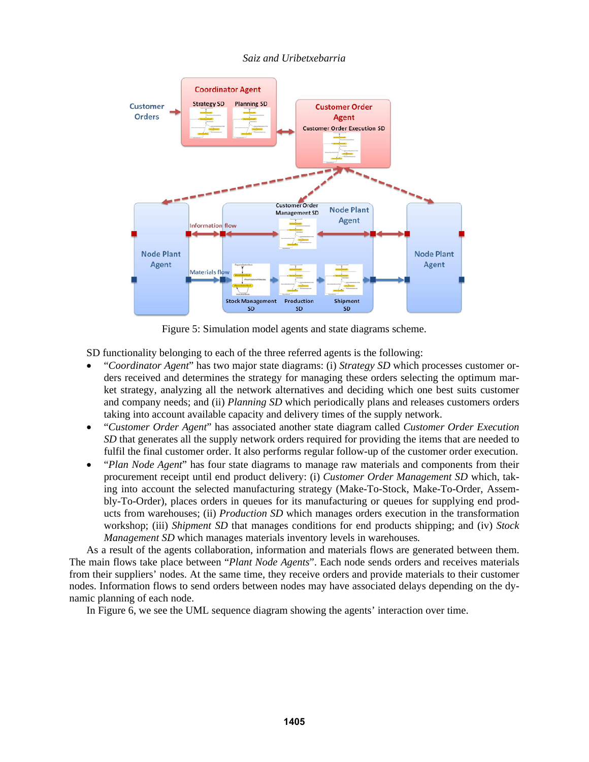Figure 5: Simulation model agents and state diagrams scheme.

SD functionality belonging to each of the three referred agents is the following:

- "*Coordinator Agent*" has two major state diagrams: (i) *Strategy SD* which processes customer orders received and determines the strategy for managing these orders selecting the optimum market strategy, analyzing all the network alternatives and deciding which one best suits customer and company needs; and (ii) *Planning SD* which periodically plans and releases customers orders taking into account available capacity and delivery times of the supply network.
- "*Customer Order Agent*" has associated another state diagram called *Customer Order Execution SD* that generates all the supply network orders required for providing the items that are needed to fulfil the final customer order. It also performs regular follow-up of the customer order execution.
- "*Plan Node Agent*" has four state diagrams to manage raw materials and components from their procurement receipt until end product delivery: (i) *Customer Order Management SD* which, taking into account the selected manufacturing strategy (Make-To-Stock, Make-To-Order, Assembly-To-Order), places orders in queues for its manufacturing or queues for supplying end products from warehouses; (ii) *Production SD* which manages orders execution in the transformation workshop; (iii) *Shipment SD* that manages conditions for end products shipping; and (iv) *Stock Management SD* which manages materials inventory levels in warehouses.

As a result of the agents collaboration, information and materials flows are generated between them. The main flows take place between "*Plant Node Agents*". Each node sends orders and receives materials from their suppliers' nodes. At the same time, they receive orders and provide materials to their customer nodes. Information flows to send orders between nodes may have associated delays depending on the dynamic planning of each node.

In Figure 6, we see the UML sequence diagram showing the agents' interaction over time.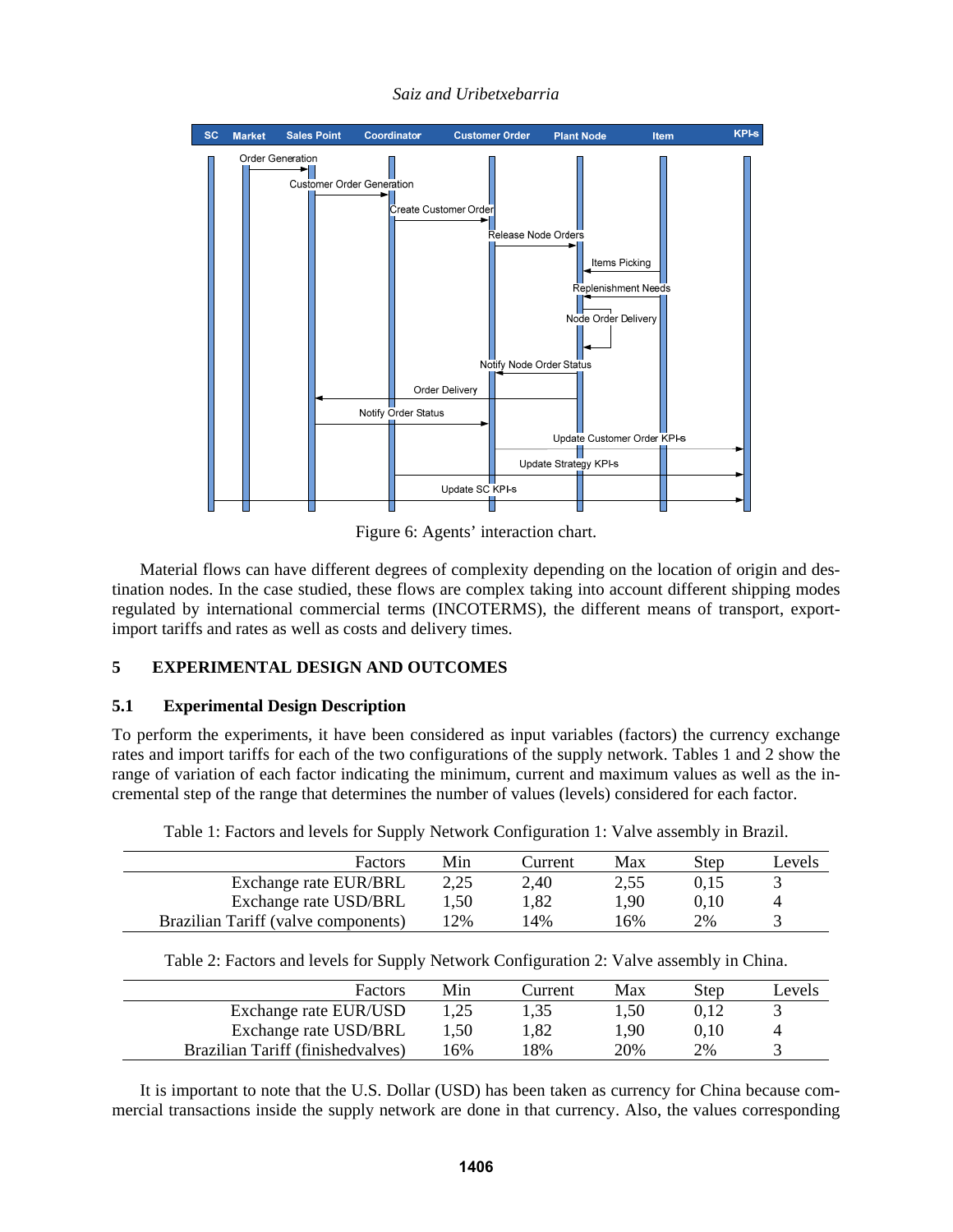Figure 6: Agents' interaction chart.

Material flows can have different degrees of complexity depending on the location of origin and destination nodes. In the case studied, these flows are complex taking into account different shipping modes regulated by international commercial terms (INCOTERMS), the different means of transport, export-import tariffs and rates as well as costs and delivery times.

# 5 EXPERIMENTAL DESIGN AND OUTCOMES

## 5.1 Experimental Design Description

To perform the experiments, it have been considered as input variables (factors) the currency exchange rates and import tariffs for each of the two configurations of the supply network. Tables 1 and 2 show the range of variation of each factor indicating the minimum, current and maximum values as well as the incremental step of the range that determines the number of values (levels) considered for each factor.

Table 1: Factors and levels for Supply Network Configuration 1: Valve assembly in Brazil.

| Factors | Min | Current | Max | Step | Levels |
|---|---|---|---|---|---|
| Exchange rate EUR/BRL | 2,25 | 2,40 | 2,55 | 0,15 | 3 |
| Exchange rate USD/BRL | 1,50 | 1,82 | 1,90 | 0,10 | 4 |
| Brazilian Tariff (valve components) | 12% | 14% | 16% | 2% | 3 |

Table 2: Factors and levels for Supply Network Configuration 2: Valve assembly in China.

| Factors | Min | Current | Max | Step | Levels |
|---|---|---|---|---|---|
| Exchange rate EUR/USD | 1,25 | 1,35 | 1,50 | 0,12 | 3 |
| Exchange rate USD/BRL | 1,50 | 1,82 | 1,90 | 0,10 | 4 |
| Brazilian Tariff (finishedvalves) | 16% | 18% | 20% | 2% | 3 |

It is important to note that the U.S. Dollar (USD) has been taken as currency for China because commercial transactions inside the supply network are done in that currency. Also, the values corresponding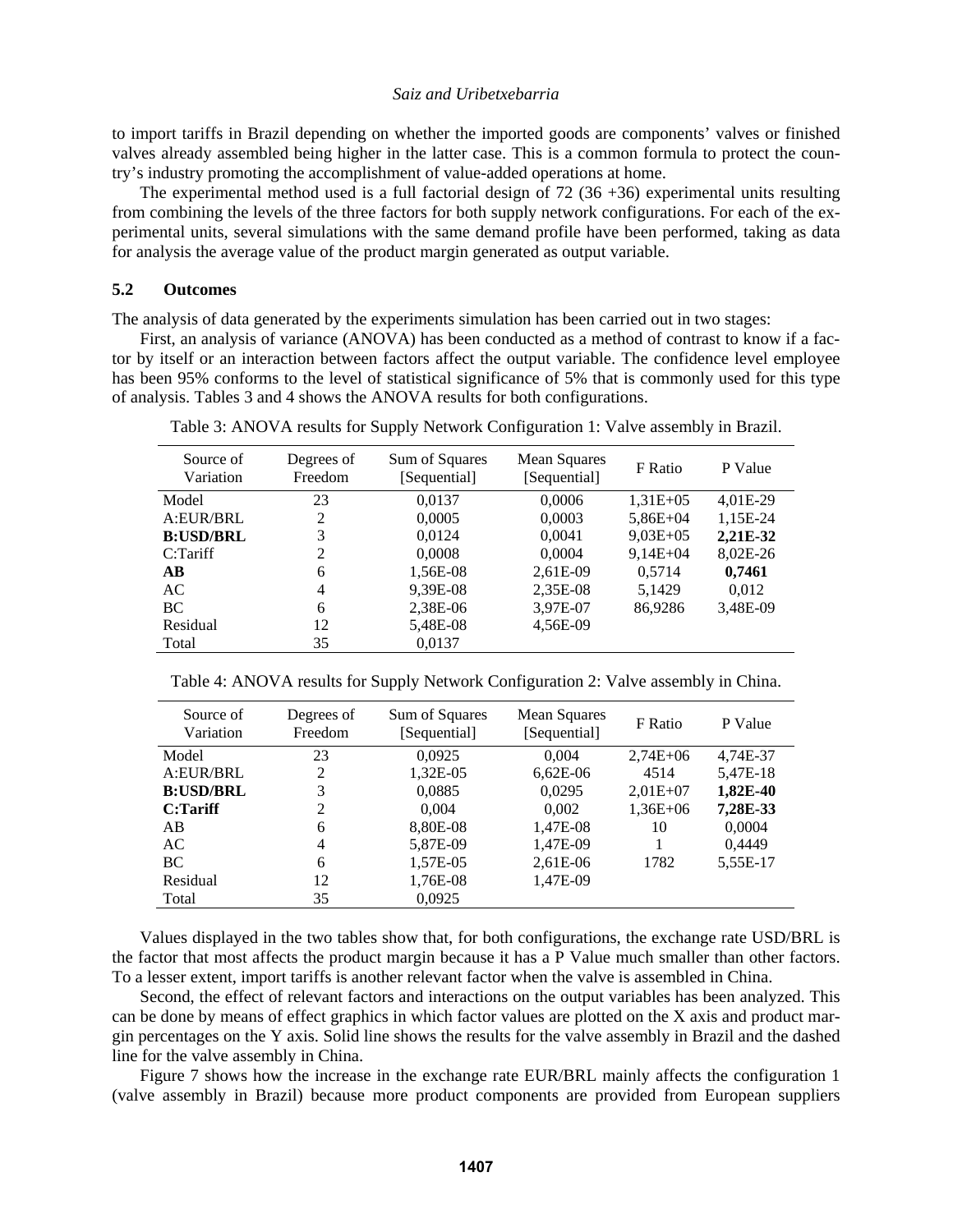to import tariffs in Brazil depending on whether the imported goods are components' valves or finished valves already assembled being higher in the latter case. This is a common formula to protect the country's industry promoting the accomplishment of value-added operations at home.

The experimental method used is a full factorial design of 72 (36 +36) experimental units resulting from combining the levels of the three factors for both supply network configurations. For each of the experimental units, several simulations with the same demand profile have been performed, taking as data for analysis the average value of the product margin generated as output variable.

### 5.2 Outcomes

The analysis of data generated by the experiments simulation has been carried out in two stages:

First, an analysis of variance (ANOVA) has been conducted as a method of contrast to know if a factor by itself or an interaction between factors affect the output variable. The confidence level employee has been 95% conforms to the level of statistical significance of 5% that is commonly used for this type of analysis. Tables 3 and 4 shows the ANOVA results for both configurations.

Table 3: ANOVA results for Supply Network Configuration 1: Valve assembly in Brazil.

| Source of Variation | Degrees of Freedom | Sum of Squares [Sequential] | Mean Squares [Sequential] | F Ratio | P Value |
|---|---|---|---|---|---|
| Model | 23 | 0,0137 | 0,0006 | 1,31E+05 | 4,01E-29 |
| A:EUR/BRL | 2 | 0,0005 | 0,0003 | 5,86E+04 | 1,15E-24 |
| **B:USD/BRL** | 3 | 0,0124 | 0,0041 | 9,03E+05 | **2,21E-32** |
| C:Tariff | 2 | 0,0008 | 0,0004 | 9,14E+04 | 8,02E-26 |
| **AB** | 6 | 1,56E-08 | 2,61E-09 | 0,5714 | **0,7461** |
| AC | 4 | 9,39E-08 | 2,35E-08 | 5,1429 | 0,012 |
| BC | 6 | 2,38E-06 | 3,97E-07 | 86,9286 | 3,48E-09 |
| Residual | 12 | 5,48E-08 | 4,56E-09 | | |
| Total | 35 | 0,0137 | | | |

Table 4: ANOVA results for Supply Network Configuration 2: Valve assembly in China.

| Source of Variation | Degrees of Freedom | Sum of Squares [Sequential] | Mean Squares [Sequential] | F Ratio | P Value |
|---|---|---|---|---|---|
| Model | 23 | 0,0925 | 0,004 | 2,74E+06 | 4,74E-37 |
| A:EUR/BRL | 2 | 1,32E-05 | 6,62E-06 | 4514 | 5,47E-18 |
| **B:USD/BRL** | 3 | 0,0885 | 0,0295 | 2,01E+07 | **1,82E-40** |
| **C:Tariff** | 2 | 0,004 | 0,002 | 1,36E+06 | **7,28E-33** |
| AB | 6 | 8,80E-08 | 1,47E-08 | 10 | 0,0004 |
| AC | 4 | 5,87E-09 | 1,47E-09 | 1 | 0,4449 |
| BC | 6 | 1,57E-05 | 2,61E-06 | 1782 | 5,55E-17 |
| Residual | 12 | 1,76E-08 | 1,47E-09 | | |
| Total | 35 | 0,0925 | | | |

Values displayed in the two tables show that, for both configurations, the exchange rate USD/BRL is the factor that most affects the product margin because it has a P Value much smaller than other factors. To a lesser extent, import tariffs is another relevant factor when the valve is assembled in China.

Second, the effect of relevant factors and interactions on the output variables has been analyzed. This can be done by means of effect graphics in which factor values are plotted on the X axis and product margin percentages on the Y axis. Solid line shows the results for the valve assembly in Brazil and the dashed line for the valve assembly in China.

Figure 7 shows how the increase in the exchange rate EUR/BRL mainly affects the configuration 1 (valve assembly in Brazil) because more product components are provided from European suppliers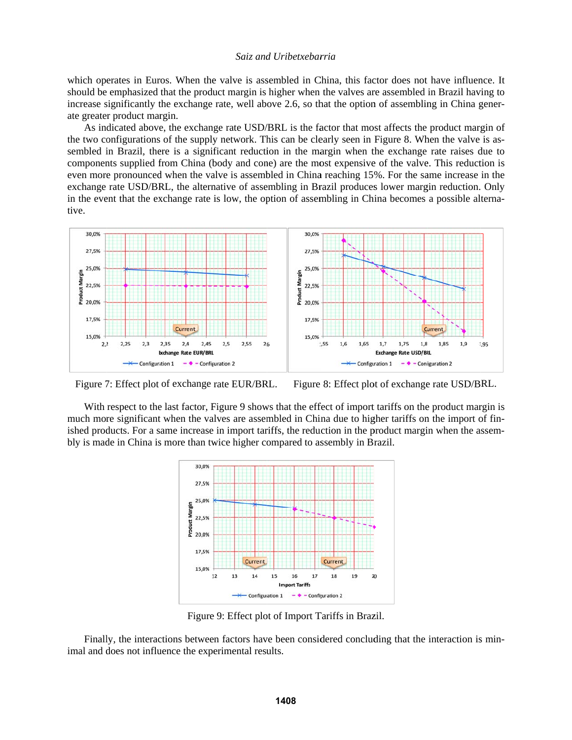which operates in Euros. When the valve is assembled in China, this factor does not have influence. It should be emphasized that the product margin is higher when the valves are assembled in Brazil having to increase significantly the exchange rate, well above 2.6, so that the option of assembling in China generate greater product margin.

As indicated above, the exchange rate USD/BRL is the factor that most affects the product margin of the two configurations of the supply network. This can be clearly seen in Figure 8. When the valve is assembled in Brazil, there is a significant reduction in the margin when the exchange rate raises due to components supplied from China (body and cone) are the most expensive of the valve. This reduction is even more pronounced when the valve is assembled in China reaching 15%. For the same increase in the exchange rate USD/BRL, the alternative of assembling in Brazil produces lower margin reduction. Only in the event that the exchange rate is low, the option of assembling in China becomes a possible alternative.

Figure 7: Effect plot of exchange rate EUR/BRL.

Figure 8: Effect plot of exchange rate USD/BRL.

With respect to the last factor, Figure 9 shows that the effect of import tariffs on the product margin is much more significant when the valves are assembled in China due to higher tariffs on the import of finished products. For a same increase in import tariffs, the reduction in the product margin when the assembly is made in China is more than twice higher compared to assembly in Brazil.

Figure 9: Effect plot of Import Tariffs in Brazil.

Finally, the interactions between factors have been considered concluding that the interaction is minimal and does not influence the experimental results.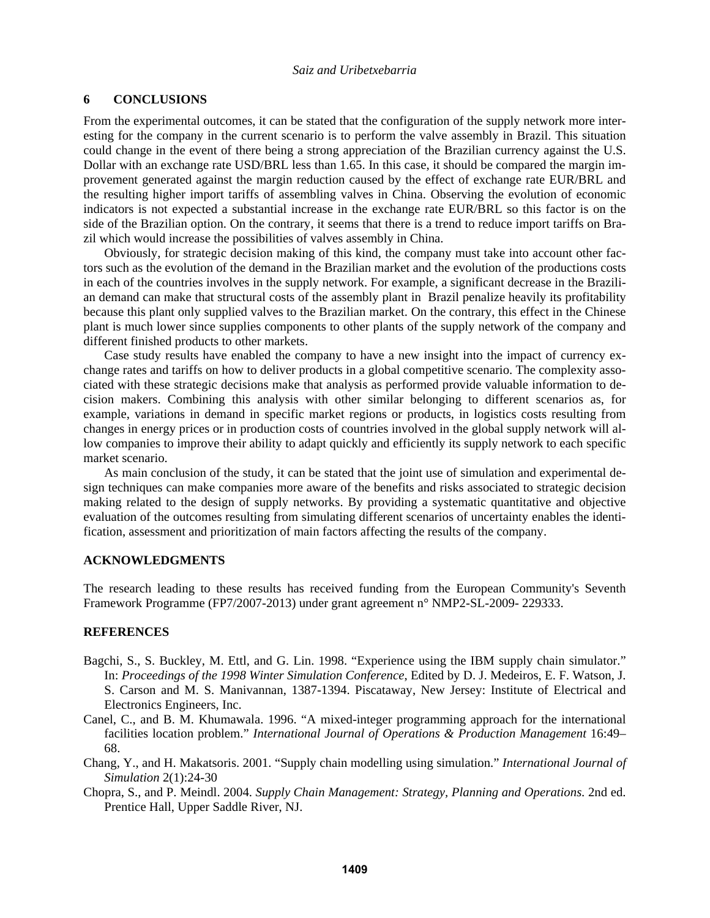## 6 CONCLUSIONS

From the experimental outcomes, it can be stated that the configuration of the supply network more interesting for the company in the current scenario is to perform the valve assembly in Brazil. This situation could change in the event of there being a strong appreciation of the Brazilian currency against the U.S. Dollar with an exchange rate USD/BRL less than 1.65. In this case, it should be compared the margin improvement generated against the margin reduction caused by the effect of exchange rate EUR/BRL and the resulting higher import tariffs of assembling valves in China. Observing the evolution of economic indicators is not expected a substantial increase in the exchange rate EUR/BRL so this factor is on the side of the Brazilian option. On the contrary, it seems that there is a trend to reduce import tariffs on Brazil which would increase the possibilities of valves assembly in China.

Obviously, for strategic decision making of this kind, the company must take into account other factors such as the evolution of the demand in the Brazilian market and the evolution of the productions costs in each of the countries involves in the supply network. For example, a significant decrease in the Brazilian demand can make that structural costs of the assembly plant in Brazil penalize heavily its profitability because this plant only supplied valves to the Brazilian market. On the contrary, this effect in the Chinese plant is much lower since supplies components to other plants of the supply network of the company and different finished products to other markets.

Case study results have enabled the company to have a new insight into the impact of currency exchange rates and tariffs on how to deliver products in a global competitive scenario. The complexity associated with these strategic decisions make that analysis as performed provide valuable information to decision makers. Combining this analysis with other similar belonging to different scenarios as, for example, variations in demand in specific market regions or products, in logistics costs resulting from changes in energy prices or in production costs of countries involved in the global supply network will allow companies to improve their ability to adapt quickly and efficiently its supply network to each specific market scenario.

As main conclusion of the study, it can be stated that the joint use of simulation and experimental design techniques can make companies more aware of the benefits and risks associated to strategic decision making related to the design of supply networks. By providing a systematic quantitative and objective evaluation of the outcomes resulting from simulating different scenarios of uncertainty enables the identification, assessment and prioritization of main factors affecting the results of the company.

## ACKNOWLEDGMENTS

The research leading to these results has received funding from the European Community's Seventh Framework Programme (FP7/2007-2013) under grant agreement n° NMP2-SL-2009- 229333.

## REFERENCES

Bagchi, S., S. Buckley, M. Ettl, and G. Lin. 1998. "Experience using the IBM supply chain simulator." In: *Proceedings of the 1998 Winter Simulation Conference*, Edited by D. J. Medeiros, E. F. Watson, J. S. Carson and M. S. Manivannan, 1387-1394. Piscataway, New Jersey: Institute of Electrical and Electronics Engineers, Inc.

Canel, C., and B. M. Khumawala. 1996. "A mixed-integer programming approach for the international facilities location problem." *International Journal of Operations & Production Management* 16:49–68.

Chang, Y., and H. Makatsoris. 2001. "Supply chain modelling using simulation." *International Journal of Simulation* 2(1):24-30

Chopra, S., and P. Meindl. 2004. *Supply Chain Management: Strategy, Planning and Operations*. 2nd ed. Prentice Hall, Upper Saddle River, NJ.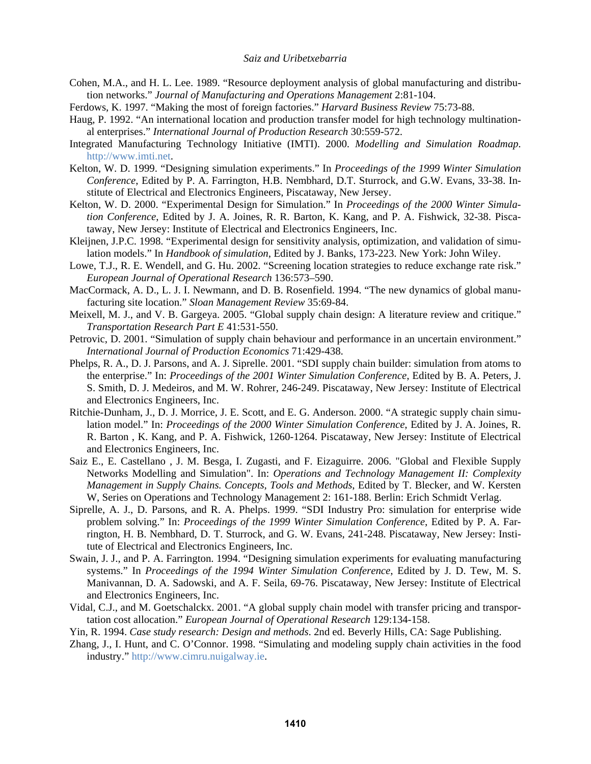Cohen, M.A., and H. L. Lee. 1989. "Resource deployment analysis of global manufacturing and distribution networks." *Journal of Manufacturing and Operations Management* 2:81-104.

Ferdows, K. 1997. "Making the most of foreign factories." *Harvard Business Review* 75:73-88.

Haug, P. 1992. "An international location and production transfer model for high technology multinational enterprises." *International Journal of Production Research* 30:559-572.

Integrated Manufacturing Technology Initiative (IMTI). 2000. *Modelling and Simulation Roadmap*. http://www.imti.net.

Kelton, W. D. 1999. "Designing simulation experiments." In *Proceedings of the 1999 Winter Simulation Conference*, Edited by P. A. Farrington, H.B. Nembhard, D.T. Sturrock, and G.W. Evans, 33-38. Institute of Electrical and Electronics Engineers, Piscataway, New Jersey.

Kelton, W. D. 2000. "Experimental Design for Simulation." In *Proceedings of the 2000 Winter Simulation Conference*, Edited by J. A. Joines, R. R. Barton, K. Kang, and P. A. Fishwick, 32-38. Piscataway, New Jersey: Institute of Electrical and Electronics Engineers, Inc.

Kleijnen, J.P.C. 1998. "Experimental design for sensitivity analysis, optimization, and validation of simulation models." In *Handbook of simulation*, Edited by J. Banks, 173-223. New York: John Wiley.

Lowe, T.J., R. E. Wendell, and G. Hu. 2002. "Screening location strategies to reduce exchange rate risk." *European Journal of Operational Research* 136:573–590.

MacCormack, A. D., L. J. I. Newmann, and D. B. Rosenfield. 1994. "The new dynamics of global manufacturing site location." *Sloan Management Review* 35:69-84.

Meixell, M. J., and V. B. Gargeya. 2005. "Global supply chain design: A literature review and critique." *Transportation Research Part E* 41:531-550.

Petrovic, D. 2001. "Simulation of supply chain behaviour and performance in an uncertain environment." *International Journal of Production Economics* 71:429-438.

Phelps, R. A., D. J. Parsons, and A. J. Siprelle. 2001. "SDI supply chain builder: simulation from atoms to the enterprise." In: *Proceedings of the 2001 Winter Simulation Conference*, Edited by B. A. Peters, J. S. Smith, D. J. Medeiros, and M. W. Rohrer, 246-249. Piscataway, New Jersey: Institute of Electrical and Electronics Engineers, Inc.

Ritchie-Dunham, J., D. J. Morrice, J. E. Scott, and E. G. Anderson. 2000. "A strategic supply chain simulation model." In: *Proceedings of the 2000 Winter Simulation Conference*, Edited by J. A. Joines, R. R. Barton , K. Kang, and P. A. Fishwick, 1260-1264. Piscataway, New Jersey: Institute of Electrical and Electronics Engineers, Inc.

Saiz E., E. Castellano , J. M. Besga, I. Zugasti, and F. Eizaguirre. 2006. "Global and Flexible Supply Networks Modelling and Simulation". In: *Operations and Technology Management II: Complexity Management in Supply Chains. Concepts, Tools and Methods*, Edited by T. Blecker, and W. Kersten W, Series on Operations and Technology Management 2: 161-188. Berlin: Erich Schmidt Verlag.

Siprelle, A. J., D. Parsons, and R. A. Phelps. 1999. "SDI Industry Pro: simulation for enterprise wide problem solving." In: *Proceedings of the 1999 Winter Simulation Conference*, Edited by P. A. Farrington, H. B. Nembhard, D. T. Sturrock, and G. W. Evans, 241-248. Piscataway, New Jersey: Institute of Electrical and Electronics Engineers, Inc.

Swain, J. J., and P. A. Farrington. 1994. "Designing simulation experiments for evaluating manufacturing systems." In *Proceedings of the 1994 Winter Simulation Conference*, Edited by J. D. Tew, M. S. Manivannan, D. A. Sadowski, and A. F. Seila, 69-76. Piscataway, New Jersey: Institute of Electrical and Electronics Engineers, Inc.

Vidal, C.J., and M. Goetschalckx. 2001. "A global supply chain model with transfer pricing and transportation cost allocation." *European Journal of Operational Research* 129:134-158.

Yin, R. 1994. *Case study research: Design and methods*. 2nd ed. Beverly Hills, CA: Sage Publishing.

Zhang, J., I. Hunt, and C. O'Connor. 1998. "Simulating and modeling supply chain activities in the food industry." http://www.cimru.nuigalway.ie.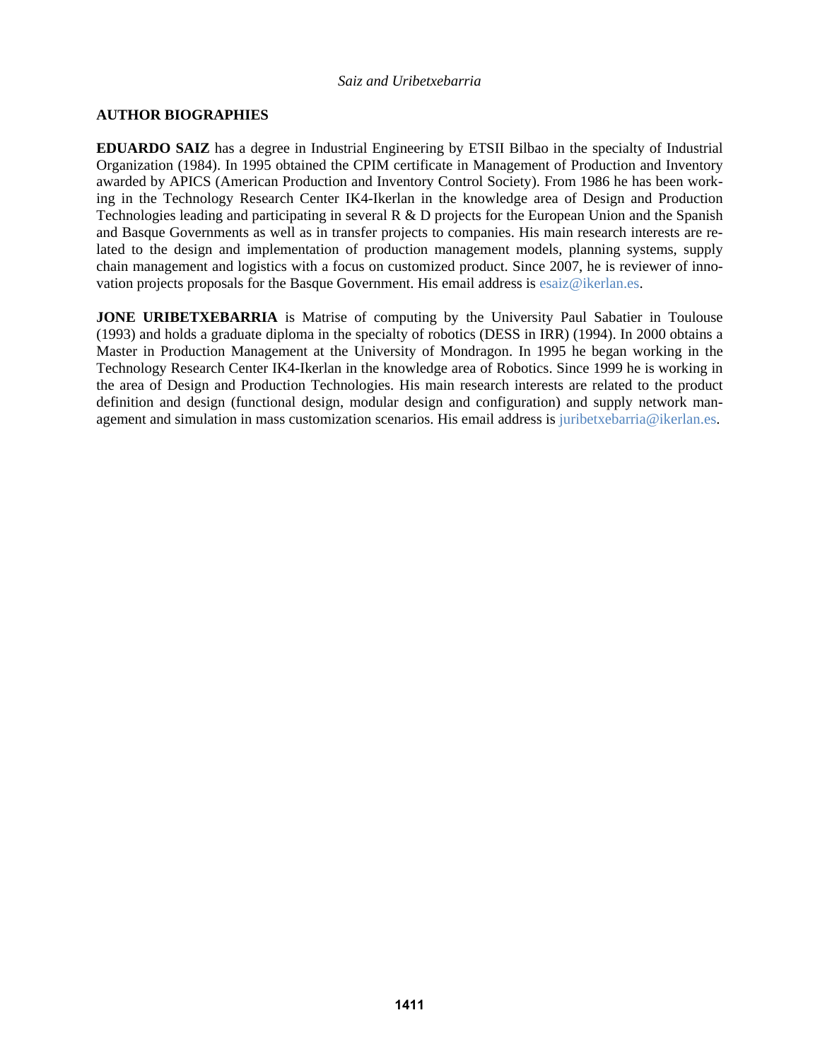## AUTHOR BIOGRAPHIES

**EDUARDO SAIZ** has a degree in Industrial Engineering by ETSII Bilbao in the specialty of Industrial Organization (1984). In 1995 obtained the CPIM certificate in Management of Production and Inventory awarded by APICS (American Production and Inventory Control Society). From 1986 he has been working in the Technology Research Center IK4-Ikerlan in the knowledge area of Design and Production Technologies leading and participating in several R & D projects for the European Union and the Spanish and Basque Governments as well as in transfer projects to companies. His main research interests are related to the design and implementation of production management models, planning systems, supply chain management and logistics with a focus on customized product. Since 2007, he is reviewer of innovation projects proposals for the Basque Government. His email address is esaiz@ikerlan.es.

**JONE URIBETXEBARRIA** is Matrise of computing by the University Paul Sabatier in Toulouse (1993) and holds a graduate diploma in the specialty of robotics (DESS in IRR) (1994). In 2000 obtains a Master in Production Management at the University of Mondragon. In 1995 he began working in the Technology Research Center IK4-Ikerlan in the knowledge area of Robotics. Since 1999 he is working in the area of Design and Production Technologies. His main research interests are related to the product definition and design (functional design, modular design and configuration) and supply network management and simulation in mass customization scenarios. His email address is juribetxebarria@ikerlan.es.